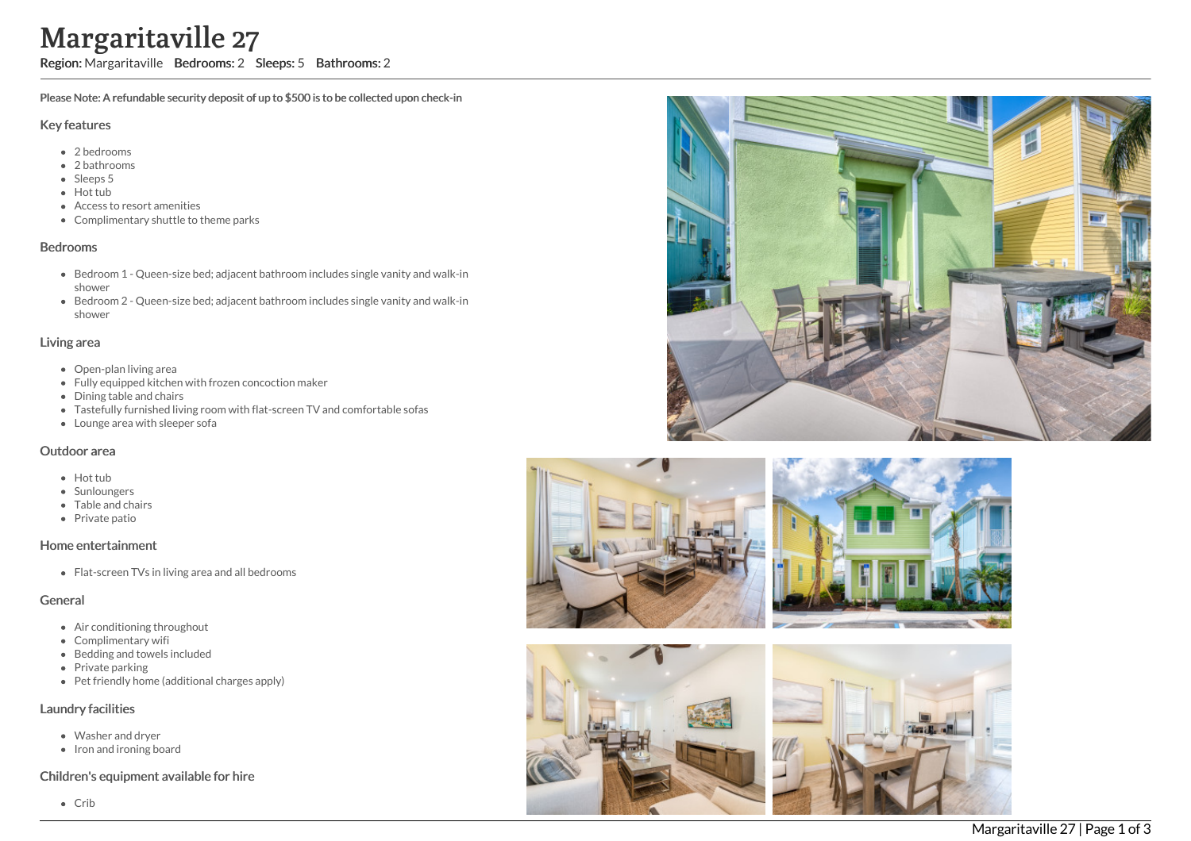# Margaritaville 27

**Region:** Margaritaville **Bedrooms:** 2 **Sleeps:** 5 **Bathrooms:** 2

**Please Note: A refundable security deposit of up to $500 is to be collected upon check-in**

## Key features

- 2 bedrooms
- 2 bathrooms
- Sleeps 5
- Hot tub
- Access to resort amenities
- Complimentary shuttle to theme parks

## Bedrooms

- Bedroom 1 - Queen-size bed; adjacent bathroom includes single vanity and walk-in shower
- Bedroom 2 - Queen-size bed; adjacent bathroom includes single vanity and walk-in shower

## Living area

- Open-plan living area
- Fully equipped kitchen with frozen concoction maker
- Dining table and chairs
- Tastefully furnished living room with flat-screen TV and comfortable sofas
- Lounge area with sleeper sofa

## Outdoor area

- Hot tub
- Sunloungers
- Table and chairs
- Private patio

## Home entertainment

- Flat-screen TVs in living area and all bedrooms

## General

- Air conditioning throughout
- Complimentary wifi
- Bedding and towels included
- Private parking
- Pet friendly home (additional charges apply)

## Laundry facilities

- Washer and dryer
- Iron and ironing board

## Children's equipment available for hire

- Crib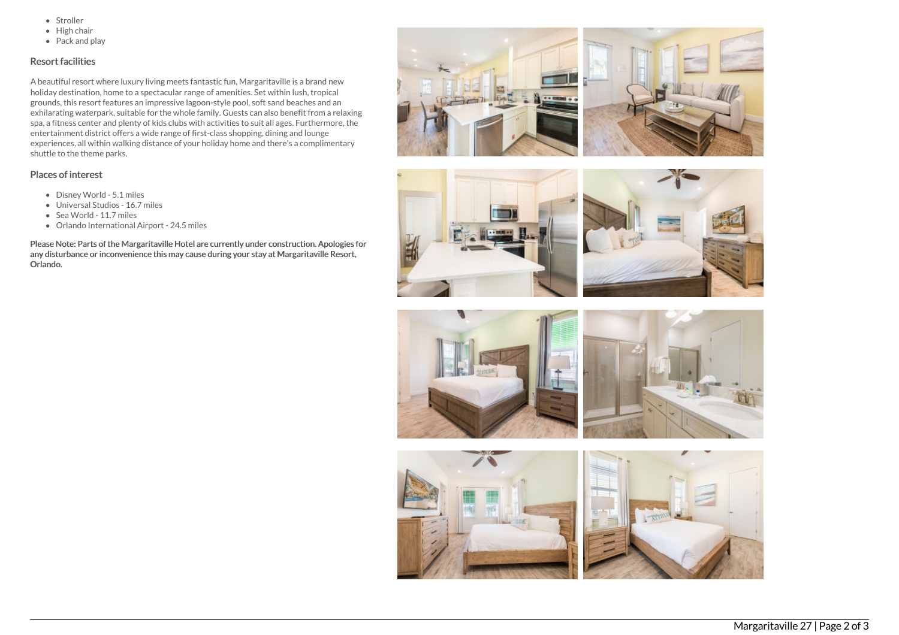- Stroller
- High chair
- Pack and play

## Resort facilities

A beautiful resort where luxury living meets fantastic fun, Margaritaville is a brand new holiday destination, home to a spectacular range of amenities. Set within lush, tropical grounds, this resort features an impressive lagoon-style pool, soft sand beaches and an exhilarating waterpark, suitable for the whole family. Guests can also benefit from a relaxing spa, a fitness center and plenty of kids clubs with activities to suit all ages. Furthermore, the entertainment district offers a wide range of first-class shopping, dining and lounge experiences, all within walking distance of your holiday home and there's a complimentary shuttle to the theme parks.

## Places of interest

- Disney World - 5.1 miles
- Universal Studios - 16.7 miles
- Sea World - 11.7 miles
- Orlando International Airport - 24.5 miles

**Please Note: Parts of the Margaritaville Hotel are currently under construction. Apologies for any disturbance or inconvenience this may cause during your stay at Margaritaville Resort, Orlando.**